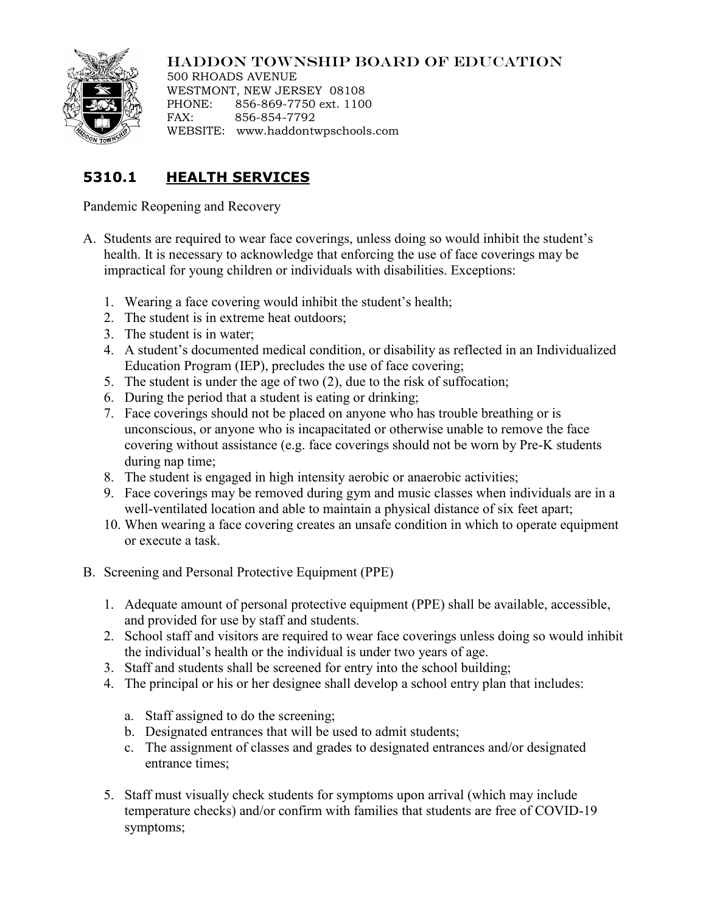# HADDON TOWNSHIP BOARD OF EDUCATION

500 RHOADS AVENUE
WESTMONT, NEW JERSEY 08108
PHONE: 856-869-7750 ext. 1100
FAX: 856-854-7792
WEBSITE: www.haddontwpschools.com

## 5310.1 HEALTH SERVICES

Pandemic Reopening and Recovery

A. Students are required to wear face coverings, unless doing so would inhibit the student's health. It is necessary to acknowledge that enforcing the use of face coverings may be impractical for young children or individuals with disabilities. Exceptions:

   1. Wearing a face covering would inhibit the student's health;
   2. The student is in extreme heat outdoors;
   3. The student is in water;
   4. A student's documented medical condition, or disability as reflected in an Individualized Education Program (IEP), precludes the use of face covering;
   5. The student is under the age of two (2), due to the risk of suffocation;
   6. During the period that a student is eating or drinking;
   7. Face coverings should not be placed on anyone who has trouble breathing or is unconscious, or anyone who is incapacitated or otherwise unable to remove the face covering without assistance (e.g. face coverings should not be worn by Pre-K students during nap time;
   8. The student is engaged in high intensity aerobic or anaerobic activities;
   9. Face coverings may be removed during gym and music classes when individuals are in a well-ventilated location and able to maintain a physical distance of six feet apart;
   10. When wearing a face covering creates an unsafe condition in which to operate equipment or execute a task.

B. Screening and Personal Protective Equipment (PPE)

   1. Adequate amount of personal protective equipment (PPE) shall be available, accessible, and provided for use by staff and students.
   2. School staff and visitors are required to wear face coverings unless doing so would inhibit the individual's health or the individual is under two years of age.
   3. Staff and students shall be screened for entry into the school building;
   4. The principal or his or her designee shall develop a school entry plan that includes:

      a. Staff assigned to do the screening;
      b. Designated entrances that will be used to admit students;
      c. The assignment of classes and grades to designated entrances and/or designated entrance times;

   5. Staff must visually check students for symptoms upon arrival (which may include temperature checks) and/or confirm with families that students are free of COVID-19 symptoms;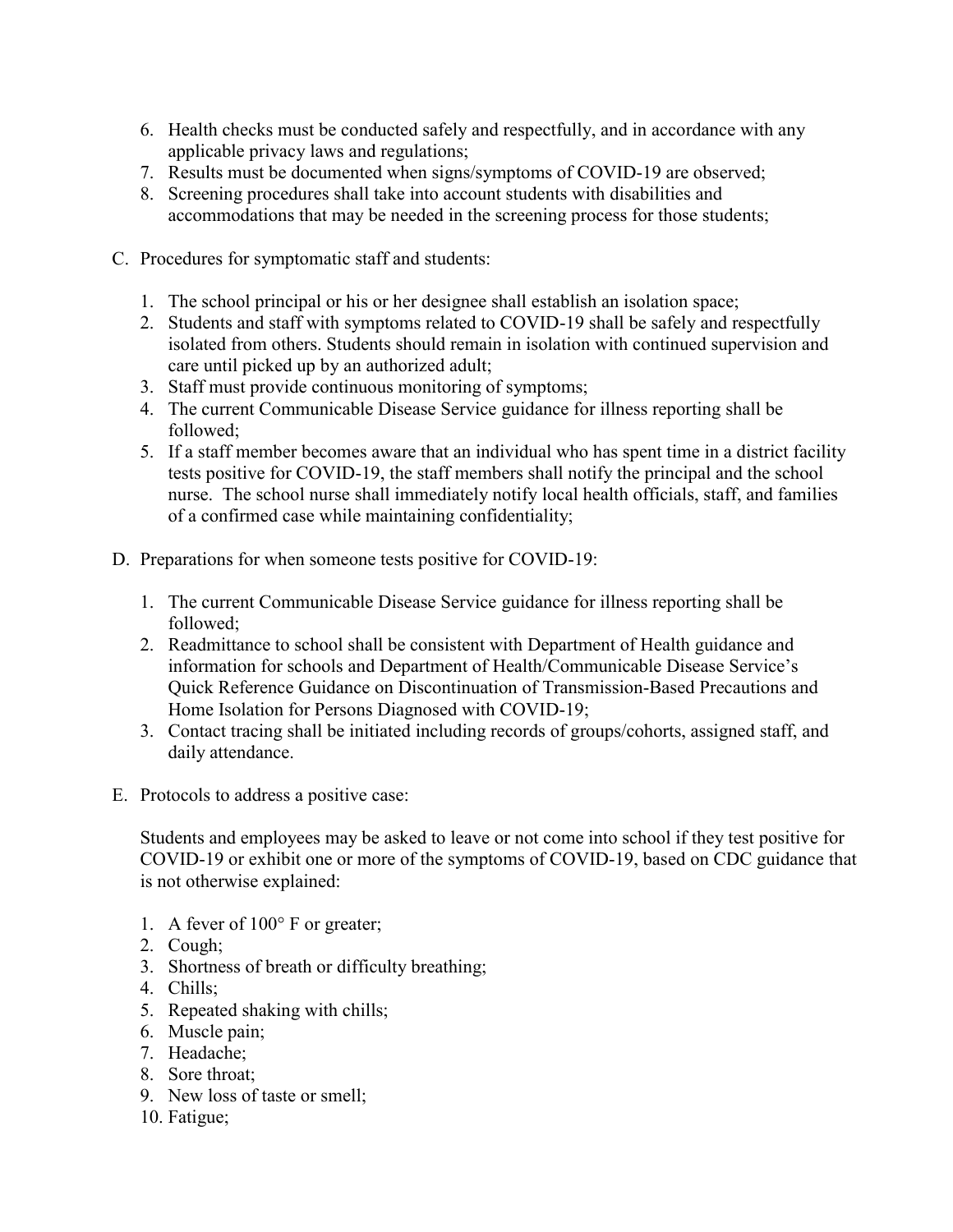6. Health checks must be conducted safely and respectfully, and in accordance with any applicable privacy laws and regulations;
7. Results must be documented when signs/symptoms of COVID-19 are observed;
8. Screening procedures shall take into account students with disabilities and accommodations that may be needed in the screening process for those students;

C. Procedures for symptomatic staff and students:

1. The school principal or his or her designee shall establish an isolation space;
2. Students and staff with symptoms related to COVID-19 shall be safely and respectfully isolated from others. Students should remain in isolation with continued supervision and care until picked up by an authorized adult;
3. Staff must provide continuous monitoring of symptoms;
4. The current Communicable Disease Service guidance for illness reporting shall be followed;
5. If a staff member becomes aware that an individual who has spent time in a district facility tests positive for COVID-19, the staff members shall notify the principal and the school nurse. The school nurse shall immediately notify local health officials, staff, and families of a confirmed case while maintaining confidentiality;

D. Preparations for when someone tests positive for COVID-19:

1. The current Communicable Disease Service guidance for illness reporting shall be followed;
2. Readmittance to school shall be consistent with Department of Health guidance and information for schools and Department of Health/Communicable Disease Service's Quick Reference Guidance on Discontinuation of Transmission-Based Precautions and Home Isolation for Persons Diagnosed with COVID-19;
3. Contact tracing shall be initiated including records of groups/cohorts, assigned staff, and daily attendance.

E. Protocols to address a positive case:

Students and employees may be asked to leave or not come into school if they test positive for COVID-19 or exhibit one or more of the symptoms of COVID-19, based on CDC guidance that is not otherwise explained:

1. A fever of 100° F or greater;
2. Cough;
3. Shortness of breath or difficulty breathing;
4. Chills;
5. Repeated shaking with chills;
6. Muscle pain;
7. Headache;
8. Sore throat;
9. New loss of taste or smell;
10. Fatigue;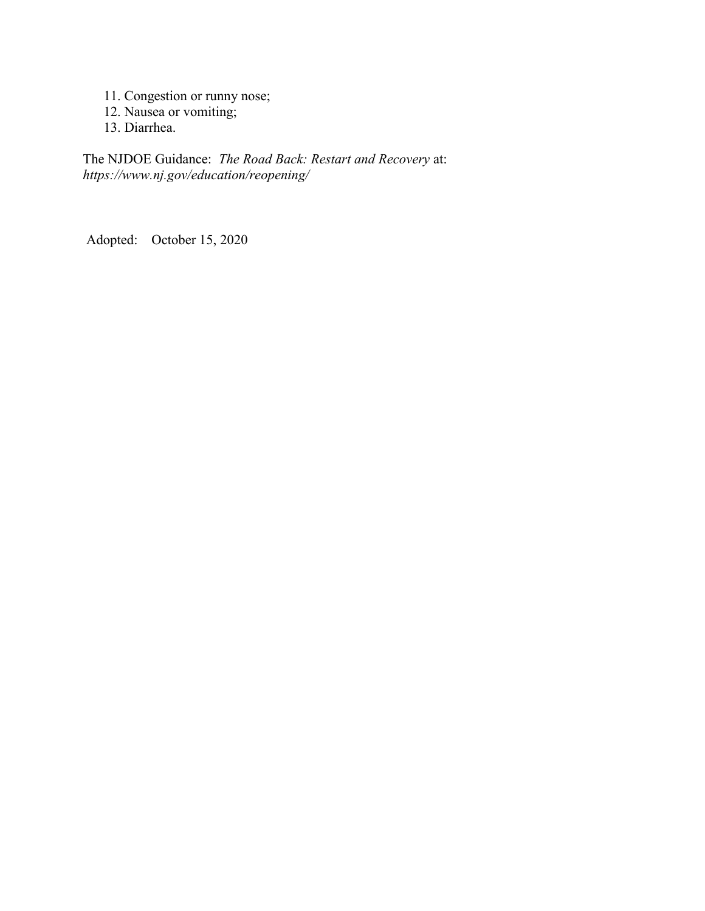11. Congestion or runny nose;
12. Nausea or vomiting;
13. Diarrhea.

The NJDOE Guidance: *The Road Back: Restart and Recovery* at:
*https://www.nj.gov/education/reopening/*

Adopted: October 15, 2020